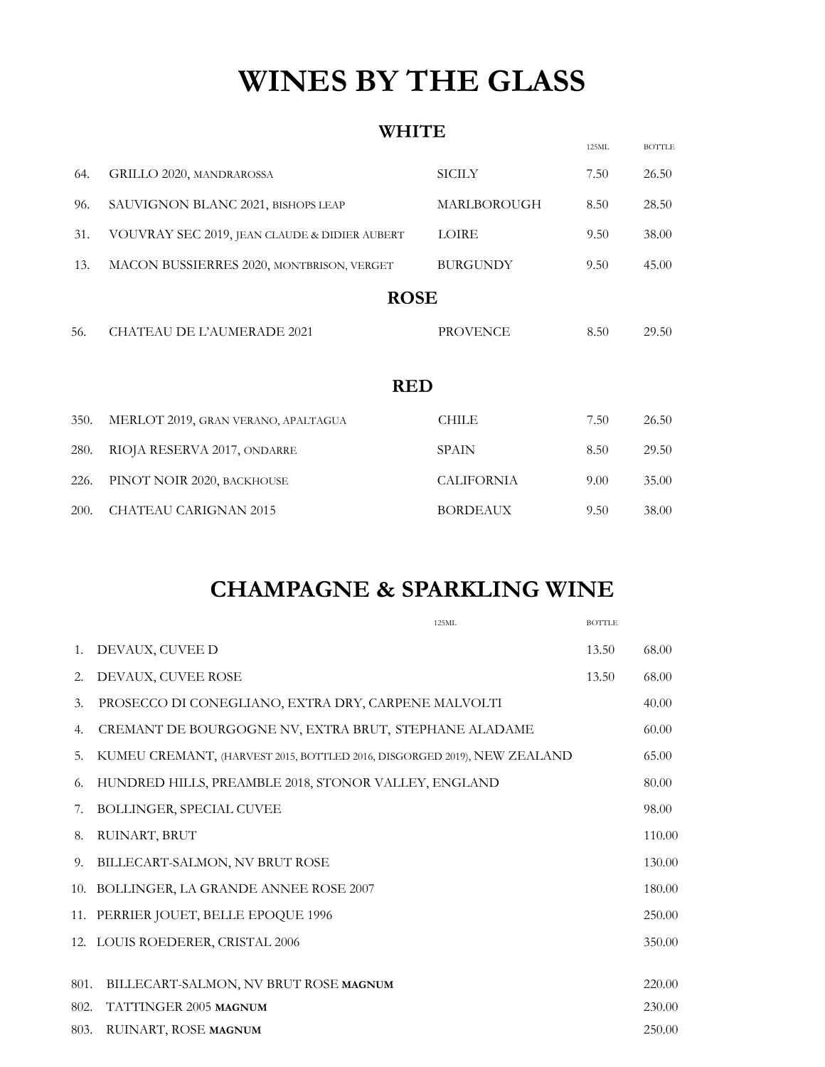# WINES BY THE GLASS

## WHITE

| No. | Wine | Region | 125ML | BOTTLE |
|---|---|---|---|---|
| 64. | GRILLO 2020, MANDRAROSSA | SICILY | 7.50 | 26.50 |
| 96. | SAUVIGNON BLANC 2021, BISHOPS LEAP | MARLBOROUGH | 8.50 | 28.50 |
| 31. | VOUVRAY SEC 2019, JEAN CLAUDE & DIDIER AUBERT | LOIRE | 9.50 | 38.00 |
| 13. | MACON BUSSIERRES 2020, MONTBRISON, VERGET | BURGUNDY | 9.50 | 45.00 |

## ROSE

| No. | Wine | Region | 125ML | BOTTLE |
|---|---|---|---|---|
| 56. | CHATEAU DE L'AUMERADE 2021 | PROVENCE | 8.50 | 29.50 |

## RED

| No. | Wine | Region | 125ML | BOTTLE |
|---|---|---|---|---|
| 350. | MERLOT 2019, GRAN VERANO, APALTAGUA | CHILE | 7.50 | 26.50 |
| 280. | RIOJA RESERVA 2017, ONDARRE | SPAIN | 8.50 | 29.50 |
| 226. | PINOT NOIR 2020, BACKHOUSE | CALIFORNIA | 9.00 | 35.00 |
| 200. | CHATEAU CARIGNAN 2015 | BORDEAUX | 9.50 | 38.00 |

# CHAMPAGNE & SPARKLING WINE

| No. | Wine | 125ML | BOTTLE |
|---|---|---|---|
| 1. | DEVAUX, CUVEE D | 13.50 | 68.00 |
| 2. | DEVAUX, CUVEE ROSE | 13.50 | 68.00 |
| 3. | PROSECCO DI CONEGLIANO, EXTRA DRY, CARPENE MALVOLTI | | 40.00 |
| 4. | CREMANT DE BOURGOGNE NV, EXTRA BRUT, STEPHANE ALADAME | | 60.00 |
| 5. | KUMEU CREMANT, (HARVEST 2015, BOTTLED 2016, DISGORGED 2019), NEW ZEALAND | | 65.00 |
| 6. | HUNDRED HILLS, PREAMBLE 2018, STONOR VALLEY, ENGLAND | | 80.00 |
| 7. | BOLLINGER, SPECIAL CUVEE | | 98.00 |
| 8. | RUINART, BRUT | | 110.00 |
| 9. | BILLECART-SALMON, NV BRUT ROSE | | 130.00 |
| 10. | BOLLINGER, LA GRANDE ANNEE ROSE 2007 | | 180.00 |
| 11. | PERRIER JOUET, BELLE EPOQUE 1996 | | 250.00 |
| 12. | LOUIS ROEDERER, CRISTAL 2006 | | 350.00 |
| 801. | BILLECART-SALMON, NV BRUT ROSE **MAGNUM** | | 220.00 |
| 802. | TATTINGER 2005 **MAGNUM** | | 230.00 |
| 803. | RUINART, ROSE **MAGNUM** | | 250.00 |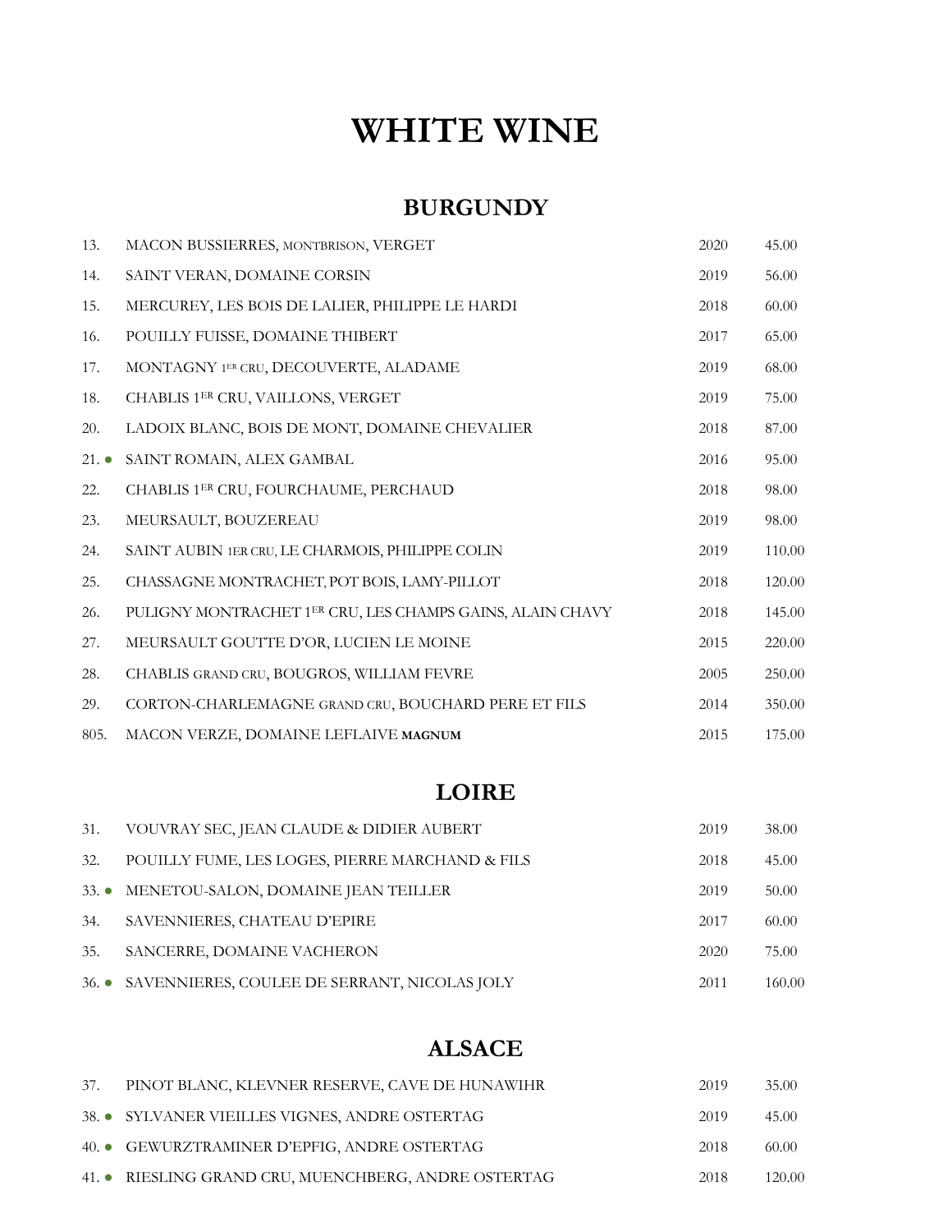# WHITE WINE

## BURGUNDY

| | | | |
|---|---|---|---|
| 13. | MACON BUSSIERRES, MONTBRISON, VERGET | 2020 | 45.00 |
| 14. | SAINT VERAN, DOMAINE CORSIN | 2019 | 56.00 |
| 15. | MERCUREY, LES BOIS DE LALIER, PHILIPPE LE HARDI | 2018 | 60.00 |
| 16. | POUILLY FUISSE, DOMAINE THIBERT | 2017 | 65.00 |
| 17. | MONTAGNY 1ER CRU, DECOUVERTE, ALADAME | 2019 | 68.00 |
| 18. | CHABLIS 1ER CRU, VAILLONS, VERGET | 2019 | 75.00 |
| 20. | LADOIX BLANC, BOIS DE MONT, DOMAINE CHEVALIER | 2018 | 87.00 |
| 21. ● | SAINT ROMAIN, ALEX GAMBAL | 2016 | 95.00 |
| 22. | CHABLIS 1ER CRU, FOURCHAUME, PERCHAUD | 2018 | 98.00 |
| 23. | MEURSAULT, BOUZEREAU | 2019 | 98.00 |
| 24. | SAINT AUBIN 1ER CRU, LE CHARMOIS, PHILIPPE COLIN | 2019 | 110.00 |
| 25. | CHASSAGNE MONTRACHET, POT BOIS, LAMY-PILLOT | 2018 | 120.00 |
| 26. | PULIGNY MONTRACHET 1ER CRU, LES CHAMPS GAINS, ALAIN CHAVY | 2018 | 145.00 |
| 27. | MEURSAULT GOUTTE D'OR, LUCIEN LE MOINE | 2015 | 220.00 |
| 28. | CHABLIS GRAND CRU, BOUGROS, WILLIAM FEVRE | 2005 | 250.00 |
| 29. | CORTON-CHARLEMAGNE GRAND CRU, BOUCHARD PERE ET FILS | 2014 | 350.00 |
| 805. | MACON VERZE, DOMAINE LEFLAIVE **MAGNUM** | 2015 | 175.00 |

## LOIRE

| | | | |
|---|---|---|---|
| 31. | VOUVRAY SEC, JEAN CLAUDE & DIDIER AUBERT | 2019 | 38.00 |
| 32. | POUILLY FUME, LES LOGES, PIERRE MARCHAND & FILS | 2018 | 45.00 |
| 33. ● | MENETOU-SALON, DOMAINE JEAN TEILLER | 2019 | 50.00 |
| 34. | SAVENNIERES, CHATEAU D'EPIRE | 2017 | 60.00 |
| 35. | SANCERRE, DOMAINE VACHERON | 2020 | 75.00 |
| 36. ● | SAVENNIERES, COULEE DE SERRANT, NICOLAS JOLY | 2011 | 160.00 |

## ALSACE

| | | | |
|---|---|---|---|
| 37. | PINOT BLANC, KLEVNER RESERVE, CAVE DE HUNAWIHR | 2019 | 35.00 |
| 38. ● | SYLVANER VIEILLES VIGNES, ANDRE OSTERTAG | 2019 | 45.00 |
| 40. ● | GEWURZTRAMINER D'EPFIG, ANDRE OSTERTAG | 2018 | 60.00 |
| 41. ● | RIESLING GRAND CRU, MUENCHBERG, ANDRE OSTERTAG | 2018 | 120.00 |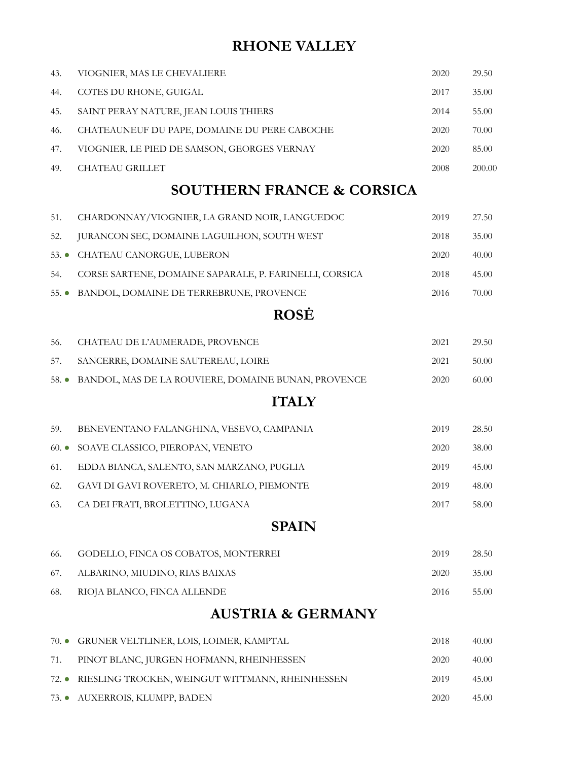## RHONE VALLEY

| | | | |
|---|---|---|---|
| 43. | VIOGNIER, MAS LE CHEVALIERE | 2020 | 29.50 |
| 44. | COTES DU RHONE, GUIGAL | 2017 | 35.00 |
| 45. | SAINT PERAY NATURE, JEAN LOUIS THIERS | 2014 | 55.00 |
| 46. | CHATEAUNEUF DU PAPE, DOMAINE DU PERE CABOCHE | 2020 | 70.00 |
| 47. | VIOGNIER, LE PIED DE SAMSON, GEORGES VERNAY | 2020 | 85.00 |
| 49. | CHATEAU GRILLET | 2008 | 200.00 |

## SOUTHERN FRANCE & CORSICA

| | | | |
|---|---|---|---|
| 51. | CHARDONNAY/VIOGNIER, LA GRAND NOIR, LANGUEDOC | 2019 | 27.50 |
| 52. | JURANCON SEC, DOMAINE LAGUILHON, SOUTH WEST | 2018 | 35.00 |
| 53. ● | CHATEAU CANORGUE, LUBERON | 2020 | 40.00 |
| 54. | CORSE SARTENE, DOMAINE SAPARALE, P. FARINELLI, CORSICA | 2018 | 45.00 |
| 55. ● | BANDOL, DOMAINE DE TERREBRUNE, PROVENCE | 2016 | 70.00 |

## ROSĖ

| | | | |
|---|---|---|---|
| 56. | CHATEAU DE L'AUMERADE, PROVENCE | 2021 | 29.50 |
| 57. | SANCERRE, DOMAINE SAUTEREAU, LOIRE | 2021 | 50.00 |
| 58. ● | BANDOL, MAS DE LA ROUVIERE, DOMAINE BUNAN, PROVENCE | 2020 | 60.00 |

## ITALY

| | | | |
|---|---|---|---|
| 59. | BENEVENTANO FALANGHINA, VESEVO, CAMPANIA | 2019 | 28.50 |
| 60. ● | SOAVE CLASSICO, PIEROPAN, VENETO | 2020 | 38.00 |
| 61. | EDDA BIANCA, SALENTO, SAN MARZANO, PUGLIA | 2019 | 45.00 |
| 62. | GAVI DI GAVI ROVERETO, M. CHIARLO, PIEMONTE | 2019 | 48.00 |
| 63. | CA DEI FRATI, BROLETTINO, LUGANA | 2017 | 58.00 |

## SPAIN

| | | | |
|---|---|---|---|
| 66. | GODELLO, FINCA OS COBATOS, MONTERREI | 2019 | 28.50 |
| 67. | ALBARINO, MIUDINO, RIAS BAIXAS | 2020 | 35.00 |
| 68. | RIOJA BLANCO, FINCA ALLENDE | 2016 | 55.00 |

## AUSTRIA & GERMANY

| | | | |
|---|---|---|---|
| 70. ● | GRUNER VELTLINER, LOIS, LOIMER, KAMPTAL | 2018 | 40.00 |
| 71. | PINOT BLANC, JURGEN HOFMANN, RHEINHESSEN | 2020 | 40.00 |
| 72. ● | RIESLING TROCKEN, WEINGUT WITTMANN, RHEINHESSEN | 2019 | 45.00 |
| 73. ● | AUXERROIS, KLUMPP, BADEN | 2020 | 45.00 |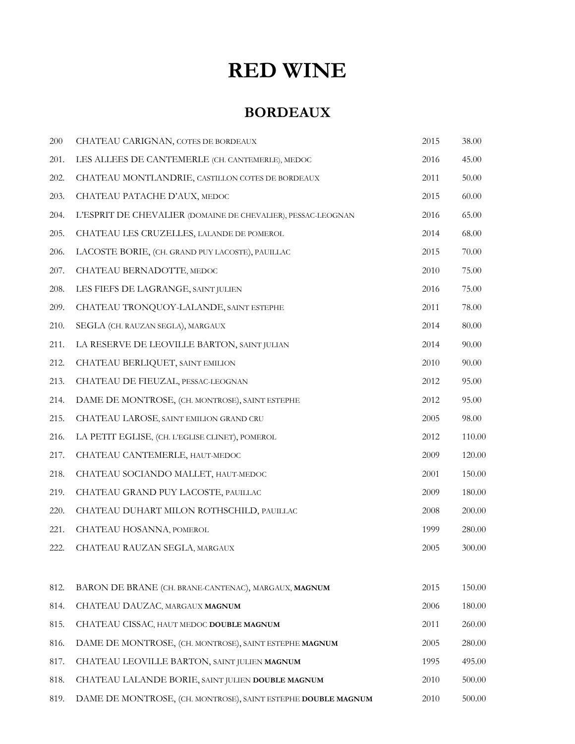# RED WINE

## BORDEAUX

| | | | |
|---|---|---|---|
| 200 | CHATEAU CARIGNAN, COTES DE BORDEAUX | 2015 | 38.00 |
| 201. | LES ALLEES DE CANTEMERLE (CH. CANTEMERLE), MEDOC | 2016 | 45.00 |
| 202. | CHATEAU MONTLANDRIE, CASTILLON COTES DE BORDEAUX | 2011 | 50.00 |
| 203. | CHATEAU PATACHE D'AUX, MEDOC | 2015 | 60.00 |
| 204. | L'ESPRIT DE CHEVALIER (DOMAINE DE CHEVALIER), PESSAC-LEOGNAN | 2016 | 65.00 |
| 205. | CHATEAU LES CRUZELLES, LALANDE DE POMEROL | 2014 | 68.00 |
| 206. | LACOSTE BORIE, (CH. GRAND PUY LACOSTE), PAUILLAC | 2015 | 70.00 |
| 207. | CHATEAU BERNADOTTE, MEDOC | 2010 | 75.00 |
| 208. | LES FIEFS DE LAGRANGE, SAINT JULIEN | 2016 | 75.00 |
| 209. | CHATEAU TRONQUOY-LALANDE, SAINT ESTEPHE | 2011 | 78.00 |
| 210. | SEGLA (CH. RAUZAN SEGLA), MARGAUX | 2014 | 80.00 |
| 211. | LA RESERVE DE LEOVILLE BARTON, SAINT JULIAN | 2014 | 90.00 |
| 212. | CHATEAU BERLIQUET, SAINT EMILION | 2010 | 90.00 |
| 213. | CHATEAU DE FIEUZAL, PESSAC-LEOGNAN | 2012 | 95.00 |
| 214. | DAME DE MONTROSE, (CH. MONTROSE), SAINT ESTEPHE | 2012 | 95.00 |
| 215. | CHATEAU LAROSE, SAINT EMILION GRAND CRU | 2005 | 98.00 |
| 216. | LA PETIT EGLISE, (CH. L'EGLISE CLINET), POMEROL | 2012 | 110.00 |
| 217. | CHATEAU CANTEMERLE, HAUT-MEDOC | 2009 | 120.00 |
| 218. | CHATEAU SOCIANDO MALLET, HAUT-MEDOC | 2001 | 150.00 |
| 219. | CHATEAU GRAND PUY LACOSTE, PAUILLAC | 2009 | 180.00 |
| 220. | CHATEAU DUHART MILON ROTHSCHILD, PAUILLAC | 2008 | 200.00 |
| 221. | CHATEAU HOSANNA, POMEROL | 1999 | 280.00 |
| 222. | CHATEAU RAUZAN SEGLA, MARGAUX | 2005 | 300.00 |
| | | | |
| 812. | BARON DE BRANE (CH. BRANE-CANTENAC), MARGAUX, **MAGNUM** | 2015 | 150.00 |
| 814. | CHATEAU DAUZAC, MARGAUX **MAGNUM** | 2006 | 180.00 |
| 815. | CHATEAU CISSAC, HAUT MEDOC **DOUBLE MAGNUM** | 2011 | 260.00 |
| 816. | DAME DE MONTROSE, (CH. MONTROSE), SAINT ESTEPHE **MAGNUM** | 2005 | 280.00 |
| 817. | CHATEAU LEOVILLE BARTON, SAINT JULIEN **MAGNUM** | 1995 | 495.00 |
| 818. | CHATEAU LALANDE BORIE, SAINT JULIEN **DOUBLE MAGNUM** | 2010 | 500.00 |
| 819. | DAME DE MONTROSE, (CH. MONTROSE), SAINT ESTEPHE **DOUBLE MAGNUM** | 2010 | 500.00 |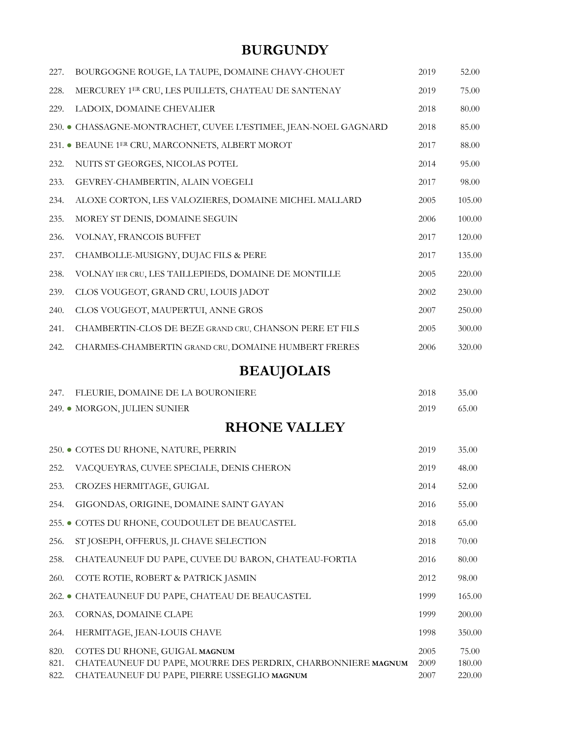## BURGUNDY

| | | | |
|---|---|---|---|
| 227. | BOURGOGNE ROUGE, LA TAUPE, DOMAINE CHAVY-CHOUET | 2019 | 52.00 |
| 228. | MERCUREY 1ER CRU, LES PUILLETS, CHATEAU DE SANTENAY | 2019 | 75.00 |
| 229. | LADOIX, DOMAINE CHEVALIER | 2018 | 80.00 |
| 230. ● | CHASSAGNE-MONTRACHET, CUVEE L'ESTIMEE, JEAN-NOEL GAGNARD | 2018 | 85.00 |
| 231. ● | BEAUNE 1ER CRU, MARCONNETS, ALBERT MOROT | 2017 | 88.00 |
| 232. | NUITS ST GEORGES, NICOLAS POTEL | 2014 | 95.00 |
| 233. | GEVREY-CHAMBERTIN, ALAIN VOEGELI | 2017 | 98.00 |
| 234. | ALOXE CORTON, LES VALOZIERES, DOMAINE MICHEL MALLARD | 2005 | 105.00 |
| 235. | MOREY ST DENIS, DOMAINE SEGUIN | 2006 | 100.00 |
| 236. | VOLNAY, FRANCOIS BUFFET | 2017 | 120.00 |
| 237. | CHAMBOLLE-MUSIGNY, DUJAC FILS & PERE | 2017 | 135.00 |
| 238. | VOLNAY IER CRU, LES TAILLEPIEDS, DOMAINE DE MONTILLE | 2005 | 220.00 |
| 239. | CLOS VOUGEOT, GRAND CRU, LOUIS JADOT | 2002 | 230.00 |
| 240. | CLOS VOUGEOT, MAUPERTUI, ANNE GROS | 2007 | 250.00 |
| 241. | CHAMBERTIN-CLOS DE BEZE GRAND CRU, CHANSON PERE ET FILS | 2005 | 300.00 |
| 242. | CHARMES-CHAMBERTIN GRAND CRU, DOMAINE HUMBERT FRERES | 2006 | 320.00 |

## BEAUJOLAIS

| | | | |
|---|---|---|---|
| 247. | FLEURIE, DOMAINE DE LA BOURONIERE | 2018 | 35.00 |
| 249. ● | MORGON, JULIEN SUNIER | 2019 | 65.00 |

## RHONE VALLEY

| | | | |
|---|---|---|---|
| 250. ● | COTES DU RHONE, NATURE, PERRIN | 2019 | 35.00 |
| 252. | VACQUEYRAS, CUVEE SPECIALE, DENIS CHERON | 2019 | 48.00 |
| 253. | CROZES HERMITAGE, GUIGAL | 2014 | 52.00 |
| 254. | GIGONDAS, ORIGINE, DOMAINE SAINT GAYAN | 2016 | 55.00 |
| 255. ● | COTES DU RHONE, COUDOULET DE BEAUCASTEL | 2018 | 65.00 |
| 256. | ST JOSEPH, OFFERUS, JL CHAVE SELECTION | 2018 | 70.00 |
| 258. | CHATEAUNEUF DU PAPE, CUVEE DU BARON, CHATEAU-FORTIA | 2016 | 80.00 |
| 260. | COTE ROTIE, ROBERT & PATRICK JASMIN | 2012 | 98.00 |
| 262. ● | CHATEAUNEUF DU PAPE, CHATEAU DE BEAUCASTEL | 1999 | 165.00 |
| 263. | CORNAS, DOMAINE CLAPE | 1999 | 200.00 |
| 264. | HERMITAGE, JEAN-LOUIS CHAVE | 1998 | 350.00 |
| 820. | COTES DU RHONE, GUIGAL **MAGNUM** | 2005 | 75.00 |
| 821. | CHATEAUNEUF DU PAPE, MOURRE DES PERDRIX, CHARBONNIERE **MAGNUM** | 2009 | 180.00 |
| 822. | CHATEAUNEUF DU PAPE, PIERRE USSEGLIO **MAGNUM** | 2007 | 220.00 |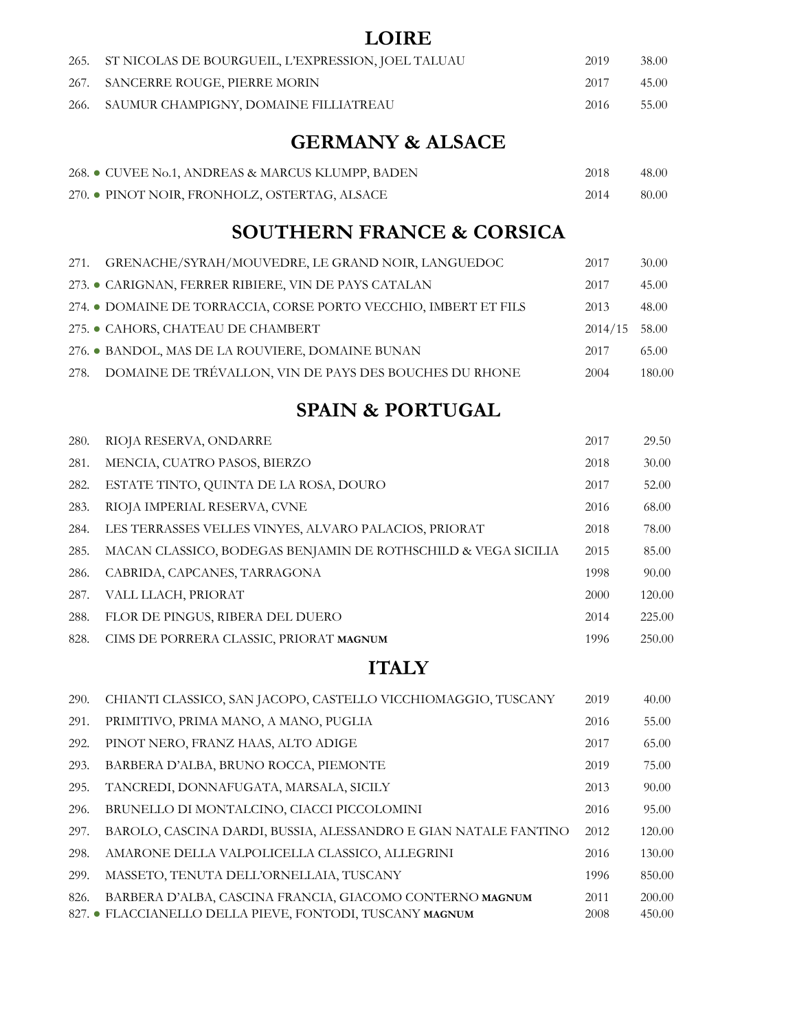## LOIRE

| | | | |
|---|---|---|---|
| 265. | ST NICOLAS DE BOURGUEIL, L'EXPRESSION, JOEL TALUAU | 2019 | 38.00 |
| 267. | SANCERRE ROUGE, PIERRE MORIN | 2017 | 45.00 |
| 266. | SAUMUR CHAMPIGNY, DOMAINE FILLIATREAU | 2016 | 55.00 |

## GERMANY & ALSACE

| | | | |
|---|---|---|---|
| 268. ● | CUVEE No.1, ANDREAS & MARCUS KLUMPP, BADEN | 2018 | 48.00 |
| 270. ● | PINOT NOIR, FRONHOLZ, OSTERTAG, ALSACE | 2014 | 80.00 |

## SOUTHERN FRANCE & CORSICA

| | | | |
|---|---|---|---|
| 271. | GRENACHE/SYRAH/MOUVEDRE, LE GRAND NOIR, LANGUEDOC | 2017 | 30.00 |
| 273. ● | CARIGNAN, FERRER RIBIERE, VIN DE PAYS CATALAN | 2017 | 45.00 |
| 274. ● | DOMAINE DE TORRACCIA, CORSE PORTO VECCHIO, IMBERT ET FILS | 2013 | 48.00 |
| 275. ● | CAHORS, CHATEAU DE CHAMBERT | 2014/15 | 58.00 |
| 276. ● | BANDOL, MAS DE LA ROUVIERE, DOMAINE BUNAN | 2017 | 65.00 |
| 278. | DOMAINE DE TRÉVALLON, VIN DE PAYS DES BOUCHES DU RHONE | 2004 | 180.00 |

## SPAIN & PORTUGAL

| | | | |
|---|---|---|---|
| 280. | RIOJA RESERVA, ONDARRE | 2017 | 29.50 |
| 281. | MENCIA, CUATRO PASOS, BIERZO | 2018 | 30.00 |
| 282. | ESTATE TINTO, QUINTA DE LA ROSA, DOURO | 2017 | 52.00 |
| 283. | RIOJA IMPERIAL RESERVA, CVNE | 2016 | 68.00 |
| 284. | LES TERRASSES VELLES VINYES, ALVARO PALACIOS, PRIORAT | 2018 | 78.00 |
| 285. | MACAN CLASSICO, BODEGAS BENJAMIN DE ROTHSCHILD & VEGA SICILIA | 2015 | 85.00 |
| 286. | CABRIDA, CAPCANES, TARRAGONA | 1998 | 90.00 |
| 287. | VALL LLACH, PRIORAT | 2000 | 120.00 |
| 288. | FLOR DE PINGUS, RIBERA DEL DUERO | 2014 | 225.00 |
| 828. | CIMS DE PORRERA CLASSIC, PRIORAT **MAGNUM** | 1996 | 250.00 |

## ITALY

| | | | |
|---|---|---|---|
| 290. | CHIANTI CLASSICO, SAN JACOPO, CASTELLO VICCHIOMAGGIO, TUSCANY | 2019 | 40.00 |
| 291. | PRIMITIVO, PRIMA MANO, A MANO, PUGLIA | 2016 | 55.00 |
| 292. | PINOT NERO, FRANZ HAAS, ALTO ADIGE | 2017 | 65.00 |
| 293. | BARBERA D'ALBA, BRUNO ROCCA, PIEMONTE | 2019 | 75.00 |
| 295. | TANCREDI, DONNAFUGATA, MARSALA, SICILY | 2013 | 90.00 |
| 296. | BRUNELLO DI MONTALCINO, CIACCI PICCOLOMINI | 2016 | 95.00 |
| 297. | BAROLO, CASCINA DARDI, BUSSIA, ALESSANDRO E GIAN NATALE FANTINO | 2012 | 120.00 |
| 298. | AMARONE DELLA VALPOLICELLA CLASSICO, ALLEGRINI | 2016 | 130.00 |
| 299. | MASSETO, TENUTA DELL'ORNELLAIA, TUSCANY | 1996 | 850.00 |
| 826. | BARBERA D'ALBA, CASCINA FRANCIA, GIACOMO CONTERNO **MAGNUM** | 2011 | 200.00 |
| 827. ● | FLACCIANELLO DELLA PIEVE, FONTODI, TUSCANY **MAGNUM** | 2008 | 450.00 |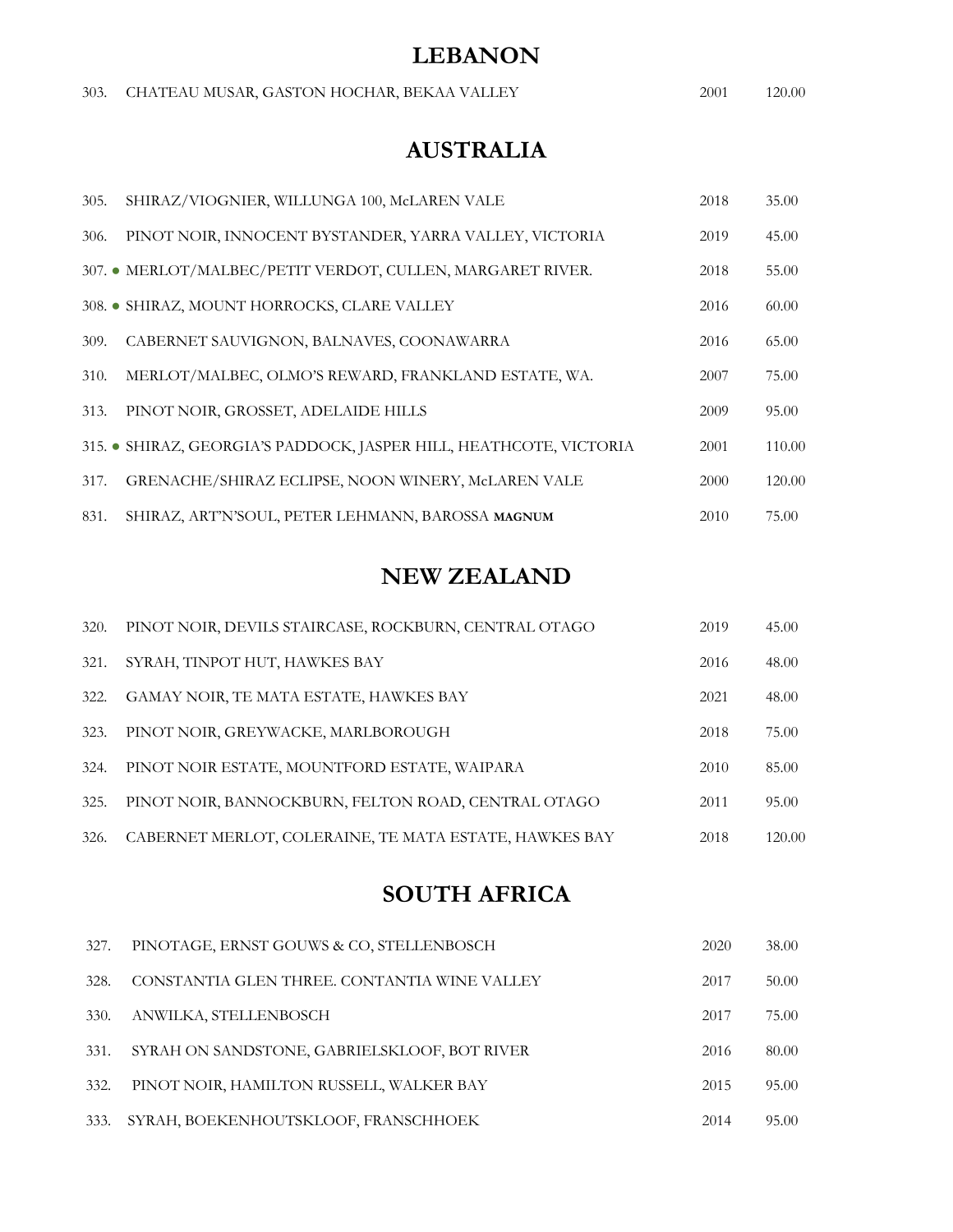# LEBANON

| | | | |
|---|---|---|---|
| 303. | CHATEAU MUSAR, GASTON HOCHAR, BEKAA VALLEY | 2001 | 120.00 |

# AUSTRALIA

| | | | |
|---|---|---|---|
| 305. | SHIRAZ/VIOGNIER, WILLUNGA 100, McLAREN VALE | 2018 | 35.00 |
| 306. | PINOT NOIR, INNOCENT BYSTANDER, YARRA VALLEY, VICTORIA | 2019 | 45.00 |
| 307. ● | MERLOT/MALBEC/PETIT VERDOT, CULLEN, MARGARET RIVER. | 2018 | 55.00 |
| 308. ● | SHIRAZ, MOUNT HORROCKS, CLARE VALLEY | 2016 | 60.00 |
| 309. | CABERNET SAUVIGNON, BALNAVES, COONAWARRA | 2016 | 65.00 |
| 310. | MERLOT/MALBEC, OLMO'S REWARD, FRANKLAND ESTATE, WA. | 2007 | 75.00 |
| 313. | PINOT NOIR, GROSSET, ADELAIDE HILLS | 2009 | 95.00 |
| 315. ● | SHIRAZ, GEORGIA'S PADDOCK, JASPER HILL, HEATHCOTE, VICTORIA | 2001 | 110.00 |
| 317. | GRENACHE/SHIRAZ ECLIPSE, NOON WINERY, McLAREN VALE | 2000 | 120.00 |
| 831. | SHIRAZ, ART'N'SOUL, PETER LEHMANN, BAROSSA **MAGNUM** | 2010 | 75.00 |

# NEW ZEALAND

| | | | |
|---|---|---|---|
| 320. | PINOT NOIR, DEVILS STAIRCASE, ROCKBURN, CENTRAL OTAGO | 2019 | 45.00 |
| 321. | SYRAH, TINPOT HUT, HAWKES BAY | 2016 | 48.00 |
| 322. | GAMAY NOIR, TE MATA ESTATE, HAWKES BAY | 2021 | 48.00 |
| 323. | PINOT NOIR, GREYWACKE, MARLBOROUGH | 2018 | 75.00 |
| 324. | PINOT NOIR ESTATE, MOUNTFORD ESTATE, WAIPARA | 2010 | 85.00 |
| 325. | PINOT NOIR, BANNOCKBURN, FELTON ROAD, CENTRAL OTAGO | 2011 | 95.00 |
| 326. | CABERNET MERLOT, COLERAINE, TE MATA ESTATE, HAWKES BAY | 2018 | 120.00 |

# SOUTH AFRICA

| | | | |
|---|---|---|---|
| 327. | PINOTAGE, ERNST GOUWS & CO, STELLENBOSCH | 2020 | 38.00 |
| 328. | CONSTANTIA GLEN THREE. CONTANTIA WINE VALLEY | 2017 | 50.00 |
| 330. | ANWILKA, STELLENBOSCH | 2017 | 75.00 |
| 331. | SYRAH ON SANDSTONE, GABRIELSKLOOF, BOT RIVER | 2016 | 80.00 |
| 332. | PINOT NOIR, HAMILTON RUSSELL, WALKER BAY | 2015 | 95.00 |
| 333. | SYRAH, BOEKENHOUTSKLOOF, FRANSCHHOEK | 2014 | 95.00 |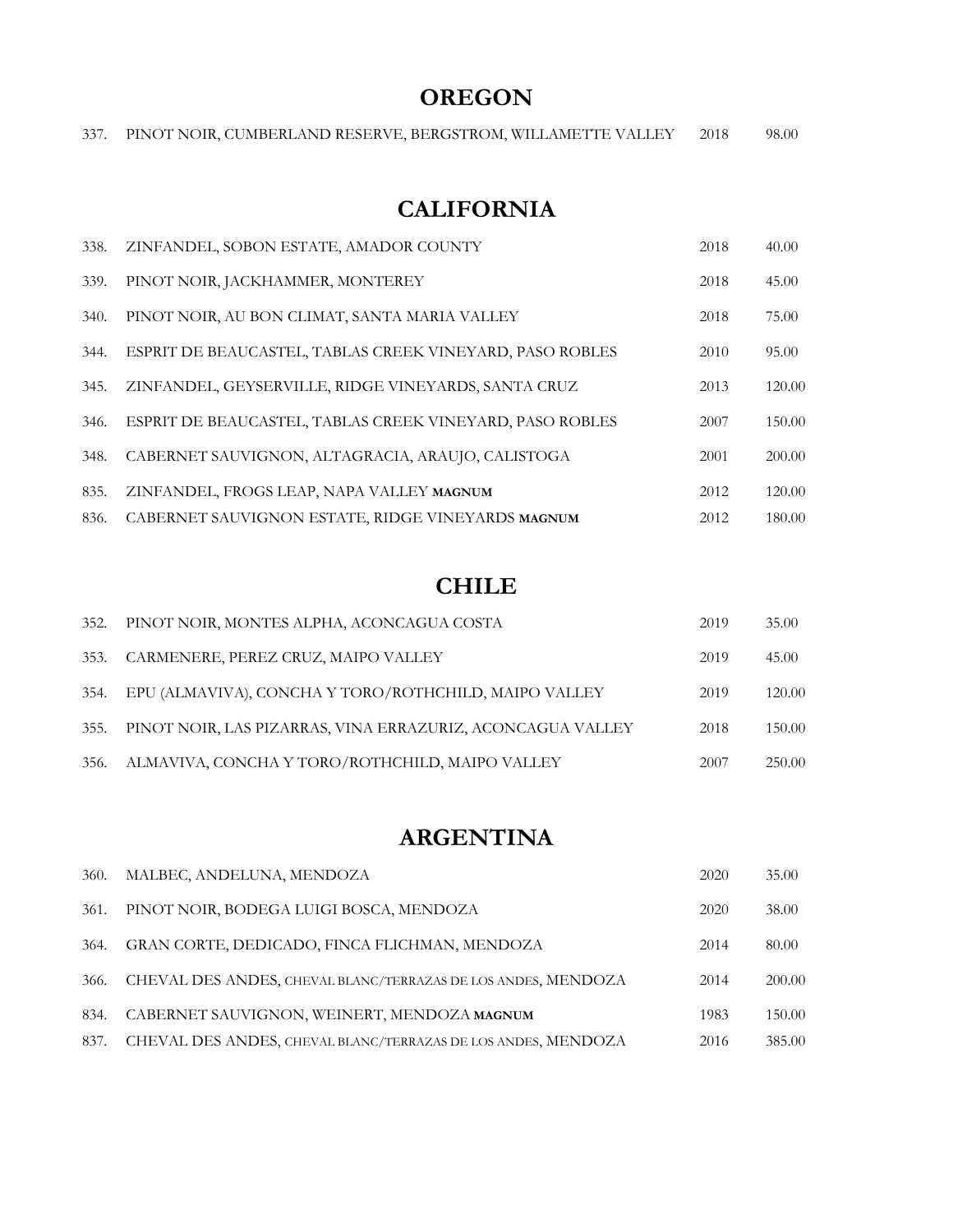## OREGON

| | | | |
|---|---|---|---|
| 337. | PINOT NOIR, CUMBERLAND RESERVE, BERGSTROM, WILLAMETTE VALLEY | 2018 | 98.00 |

## CALIFORNIA

| | | | |
|---|---|---|---|
| 338. | ZINFANDEL, SOBON ESTATE, AMADOR COUNTY | 2018 | 40.00 |
| 339. | PINOT NOIR, JACKHAMMER, MONTEREY | 2018 | 45.00 |
| 340. | PINOT NOIR, AU BON CLIMAT, SANTA MARIA VALLEY | 2018 | 75.00 |
| 344. | ESPRIT DE BEAUCASTEL, TABLAS CREEK VINEYARD, PASO ROBLES | 2010 | 95.00 |
| 345. | ZINFANDEL, GEYSERVILLE, RIDGE VINEYARDS, SANTA CRUZ | 2013 | 120.00 |
| 346. | ESPRIT DE BEAUCASTEL, TABLAS CREEK VINEYARD, PASO ROBLES | 2007 | 150.00 |
| 348. | CABERNET SAUVIGNON, ALTAGRACIA, ARAUJO, CALISTOGA | 2001 | 200.00 |
| 835. | ZINFANDEL, FROGS LEAP, NAPA VALLEY **MAGNUM** | 2012 | 120.00 |
| 836. | CABERNET SAUVIGNON ESTATE, RIDGE VINEYARDS **MAGNUM** | 2012 | 180.00 |

## CHILE

| | | | |
|---|---|---|---|
| 352. | PINOT NOIR, MONTES ALPHA, ACONCAGUA COSTA | 2019 | 35.00 |
| 353. | CARMENERE, PEREZ CRUZ, MAIPO VALLEY | 2019 | 45.00 |
| 354. | EPU (ALMAVIVA), CONCHA Y TORO/ROTHCHILD, MAIPO VALLEY | 2019 | 120.00 |
| 355. | PINOT NOIR, LAS PIZARRAS, VINA ERRAZURIZ, ACONCAGUA VALLEY | 2018 | 150.00 |
| 356. | ALMAVIVA, CONCHA Y TORO/ROTHCHILD, MAIPO VALLEY | 2007 | 250.00 |

## ARGENTINA

| | | | |
|---|---|---|---|
| 360. | MALBEC, ANDELUNA, MENDOZA | 2020 | 35.00 |
| 361. | PINOT NOIR, BODEGA LUIGI BOSCA, MENDOZA | 2020 | 38.00 |
| 364. | GRAN CORTE, DEDICADO, FINCA FLICHMAN, MENDOZA | 2014 | 80.00 |
| 366. | CHEVAL DES ANDES, CHEVAL BLANC/TERRAZAS DE LOS ANDES, MENDOZA | 2014 | 200.00 |
| 834. | CABERNET SAUVIGNON, WEINERT, MENDOZA **MAGNUM** | 1983 | 150.00 |
| 837. | CHEVAL DES ANDES, CHEVAL BLANC/TERRAZAS DE LOS ANDES, MENDOZA | 2016 | 385.00 |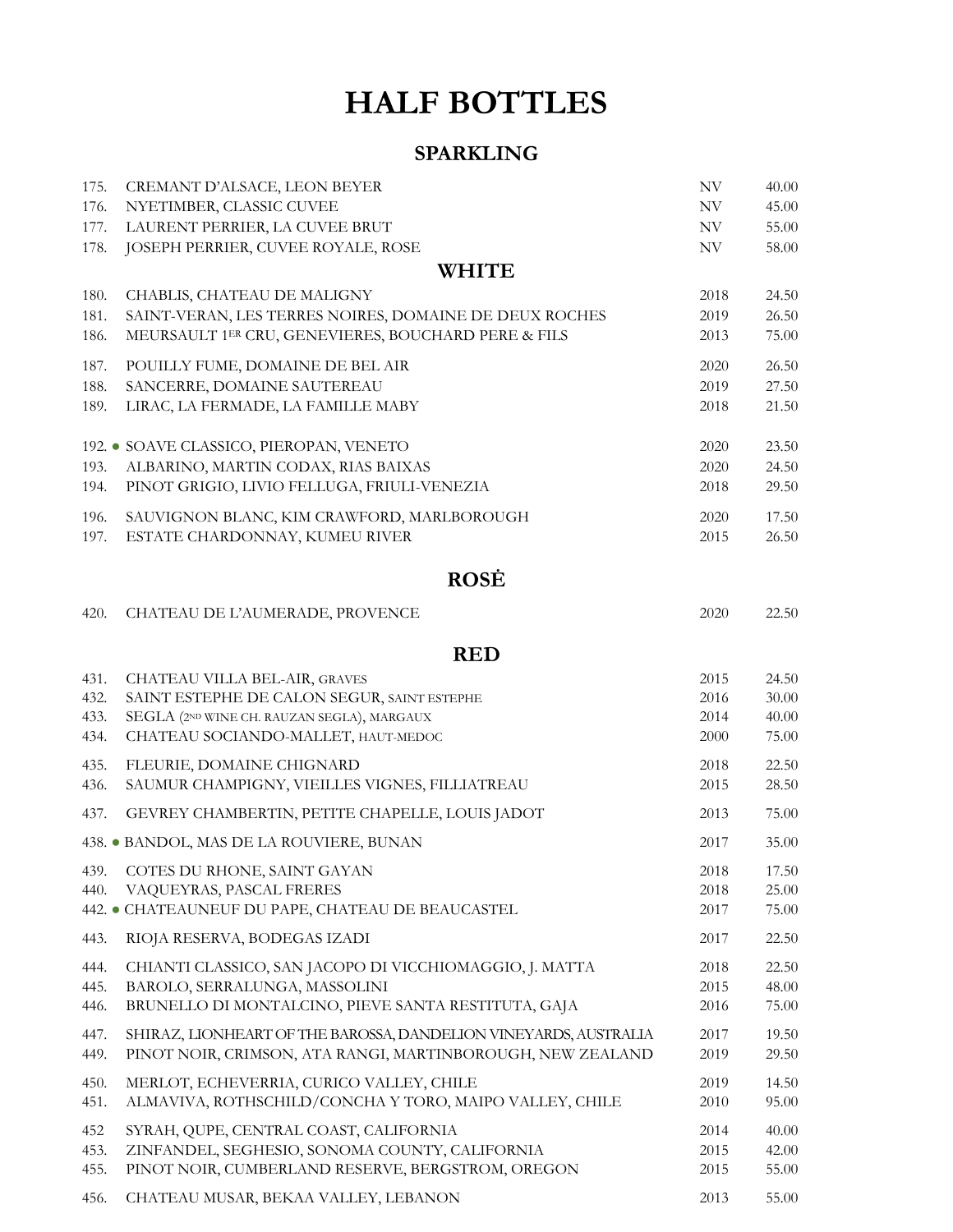# HALF BOTTLES

## SPARKLING

| | | | |
|---|---|---|---|
| 175. | CREMANT D'ALSACE, LEON BEYER | NV | 40.00 |
| 176. | NYETIMBER, CLASSIC CUVEE | NV | 45.00 |
| 177. | LAURENT PERRIER, LA CUVEE BRUT | NV | 55.00 |
| 178. | JOSEPH PERRIER, CUVEE ROYALE, ROSE | NV | 58.00 |

## WHITE

| | | | |
|---|---|---|---|
| 180. | CHABLIS, CHATEAU DE MALIGNY | 2018 | 24.50 |
| 181. | SAINT-VERAN, LES TERRES NOIRES, DOMAINE DE DEUX ROCHES | 2019 | 26.50 |
| 186. | MEURSAULT 1ER CRU, GENEVIERES, BOUCHARD PERE & FILS | 2013 | 75.00 |
| 187. | POUILLY FUME, DOMAINE DE BEL AIR | 2020 | 26.50 |
| 188. | SANCERRE, DOMAINE SAUTEREAU | 2019 | 27.50 |
| 189. | LIRAC, LA FERMADE, LA FAMILLE MABY | 2018 | 21.50 |
| 192. ● | SOAVE CLASSICO, PIEROPAN, VENETO | 2020 | 23.50 |
| 193. | ALBARINO, MARTIN CODAX, RIAS BAIXAS | 2020 | 24.50 |
| 194. | PINOT GRIGIO, LIVIO FELLUGA, FRIULI-VENEZIA | 2018 | 29.50 |
| 196. | SAUVIGNON BLANC, KIM CRAWFORD, MARLBOROUGH | 2020 | 17.50 |
| 197. | ESTATE CHARDONNAY, KUMEU RIVER | 2015 | 26.50 |

## ROSĖ

| | | | |
|---|---|---|---|
| 420. | CHATEAU DE L'AUMERADE, PROVENCE | 2020 | 22.50 |

## RED

| | | | |
|---|---|---|---|
| 431. | CHATEAU VILLA BEL-AIR, GRAVES | 2015 | 24.50 |
| 432. | SAINT ESTEPHE DE CALON SEGUR, SAINT ESTEPHE | 2016 | 30.00 |
| 433. | SEGLA (2ND WINE CH. RAUZAN SEGLA), MARGAUX | 2014 | 40.00 |
| 434. | CHATEAU SOCIANDO-MALLET, HAUT-MEDOC | 2000 | 75.00 |
| 435. | FLEURIE, DOMAINE CHIGNARD | 2018 | 22.50 |
| 436. | SAUMUR CHAMPIGNY, VIEILLES VIGNES, FILLIATREAU | 2015 | 28.50 |
| 437. | GEVREY CHAMBERTIN, PETITE CHAPELLE, LOUIS JADOT | 2013 | 75.00 |
| 438. ● | BANDOL, MAS DE LA ROUVIERE, BUNAN | 2017 | 35.00 |
| 439. | COTES DU RHONE, SAINT GAYAN | 2018 | 17.50 |
| 440. | VAQUEYRAS, PASCAL FRERES | 2018 | 25.00 |
| 442. ● | CHATEAUNEUF DU PAPE, CHATEAU DE BEAUCASTEL | 2017 | 75.00 |
| 443. | RIOJA RESERVA, BODEGAS IZADI | 2017 | 22.50 |
| 444. | CHIANTI CLASSICO, SAN JACOPO DI VICCHIOMAGGIO, J. MATTA | 2018 | 22.50 |
| 445. | BAROLO, SERRALUNGA, MASSOLINI | 2015 | 48.00 |
| 446. | BRUNELLO DI MONTALCINO, PIEVE SANTA RESTITUTA, GAJA | 2016 | 75.00 |
| 447. | SHIRAZ, LIONHEART OF THE BAROSSA, DANDELION VINEYARDS, AUSTRALIA | 2017 | 19.50 |
| 449. | PINOT NOIR, CRIMSON, ATA RANGI, MARTINBOROUGH, NEW ZEALAND | 2019 | 29.50 |
| 450. | MERLOT, ECHEVERRIA, CURICO VALLEY, CHILE | 2019 | 14.50 |
| 451. | ALMAVIVA, ROTHSCHILD/CONCHA Y TORO, MAIPO VALLEY, CHILE | 2010 | 95.00 |
| 452 | SYRAH, QUPE, CENTRAL COAST, CALIFORNIA | 2014 | 40.00 |
| 453. | ZINFANDEL, SEGHESIO, SONOMA COUNTY, CALIFORNIA | 2015 | 42.00 |
| 455. | PINOT NOIR, CUMBERLAND RESERVE, BERGSTROM, OREGON | 2015 | 55.00 |
| 456. | CHATEAU MUSAR, BEKAA VALLEY, LEBANON | 2013 | 55.00 |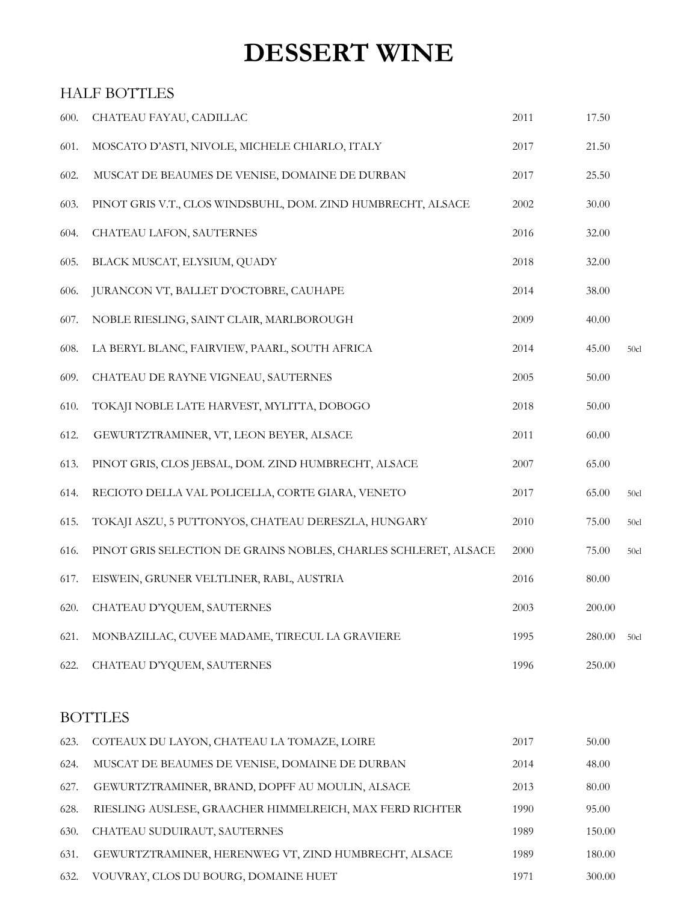# DESSERT WINE

## HALF BOTTLES

| | | | | |
|---|---|---|---|---|
| 600. | CHATEAU FAYAU, CADILLAC | 2011 | 17.50 | |
| 601. | MOSCATO D'ASTI, NIVOLE, MICHELE CHIARLO, ITALY | 2017 | 21.50 | |
| 602. | MUSCAT DE BEAUMES DE VENISE, DOMAINE DE DURBAN | 2017 | 25.50 | |
| 603. | PINOT GRIS V.T., CLOS WINDSBUHL, DOM. ZIND HUMBRECHT, ALSACE | 2002 | 30.00 | |
| 604. | CHATEAU LAFON, SAUTERNES | 2016 | 32.00 | |
| 605. | BLACK MUSCAT, ELYSIUM, QUADY | 2018 | 32.00 | |
| 606. | JURANCON VT, BALLET D'OCTOBRE, CAUHAPE | 2014 | 38.00 | |
| 607. | NOBLE RIESLING, SAINT CLAIR, MARLBOROUGH | 2009 | 40.00 | |
| 608. | LA BERYL BLANC, FAIRVIEW, PAARL, SOUTH AFRICA | 2014 | 45.00 | 50cl |
| 609. | CHATEAU DE RAYNE VIGNEAU, SAUTERNES | 2005 | 50.00 | |
| 610. | TOKAJI NOBLE LATE HARVEST, MYLITTA, DOBOGO | 2018 | 50.00 | |
| 612. | GEWURTZTRAMINER, VT, LEON BEYER, ALSACE | 2011 | 60.00 | |
| 613. | PINOT GRIS, CLOS JEBSAL, DOM. ZIND HUMBRECHT, ALSACE | 2007 | 65.00 | |
| 614. | RECIOTO DELLA VAL POLICELLA, CORTE GIARA, VENETO | 2017 | 65.00 | 50cl |
| 615. | TOKAJI ASZU, 5 PUTTONYOS, CHATEAU DERESZLA, HUNGARY | 2010 | 75.00 | 50cl |
| 616. | PINOT GRIS SELECTION DE GRAINS NOBLES, CHARLES SCHLERET, ALSACE | 2000 | 75.00 | 50cl |
| 617. | EISWEIN, GRUNER VELTLINER, RABL, AUSTRIA | 2016 | 80.00 | |
| 620. | CHATEAU D'YQUEM, SAUTERNES | 2003 | 200.00 | |
| 621. | MONBAZILLAC, CUVEE MADAME, TIRECUL LA GRAVIERE | 1995 | 280.00 | 50cl |
| 622. | CHATEAU D'YQUEM, SAUTERNES | 1996 | 250.00 | |

## BOTTLES

| | | | |
|---|---|---|---|
| 623. | COTEAUX DU LAYON, CHATEAU LA TOMAZE, LOIRE | 2017 | 50.00 |
| 624. | MUSCAT DE BEAUMES DE VENISE, DOMAINE DE DURBAN | 2014 | 48.00 |
| 627. | GEWURTZTRAMINER, BRAND, DOPFF AU MOULIN, ALSACE | 2013 | 80.00 |
| 628. | RIESLING AUSLESE, GRAACHER HIMMELREICH, MAX FERD RICHTER | 1990 | 95.00 |
| 630. | CHATEAU SUDUIRAUT, SAUTERNES | 1989 | 150.00 |
| 631. | GEWURTZTRAMINER, HERENWEG VT, ZIND HUMBRECHT, ALSACE | 1989 | 180.00 |
| 632. | VOUVRAY, CLOS DU BOURG, DOMAINE HUET | 1971 | 300.00 |